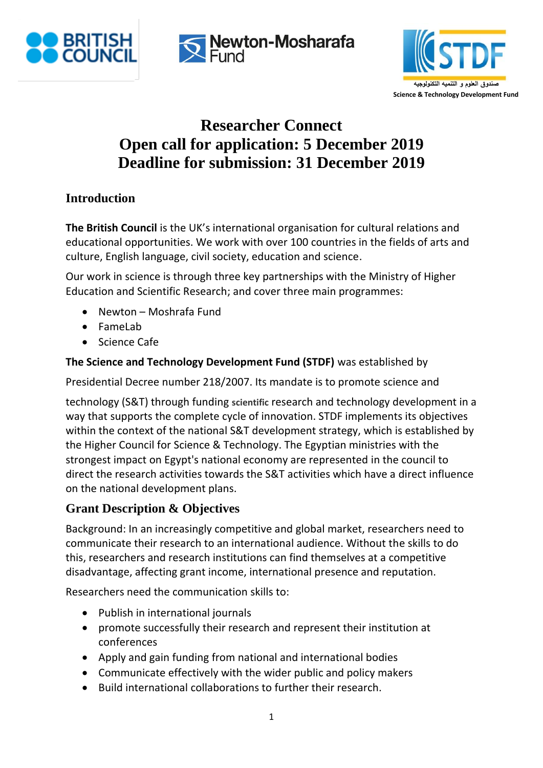# Researcher Connect
# Open call for application: 5 December 2019
# Deadline for submission: 31 December 2019

## Introduction

**The British Council** is the UK's international organisation for cultural relations and educational opportunities. We work with over 100 countries in the fields of arts and culture, English language, civil society, education and science.

Our work in science is through three key partnerships with the Ministry of Higher Education and Scientific Research; and cover three main programmes:

- Newton – Moshrafa Fund
- FameLab
- Science Cafe

**The Science and Technology Development Fund (STDF)** was established by

Presidential Decree number 218/2007. Its mandate is to promote science and

technology (S&T) through funding scientific research and technology development in a way that supports the complete cycle of innovation. STDF implements its objectives within the context of the national S&T development strategy, which is established by the Higher Council for Science & Technology. The Egyptian ministries with the strongest impact on Egypt's national economy are represented in the council to direct the research activities towards the S&T activities which have a direct influence on the national development plans.

## Grant Description & Objectives

Background: In an increasingly competitive and global market, researchers need to communicate their research to an international audience. Without the skills to do this, researchers and research institutions can find themselves at a competitive disadvantage, affecting grant income, international presence and reputation.

Researchers need the communication skills to:

- Publish in international journals
- promote successfully their research and represent their institution at conferences
- Apply and gain funding from national and international bodies
- Communicate effectively with the wider public and policy makers
- Build international collaborations to further their research.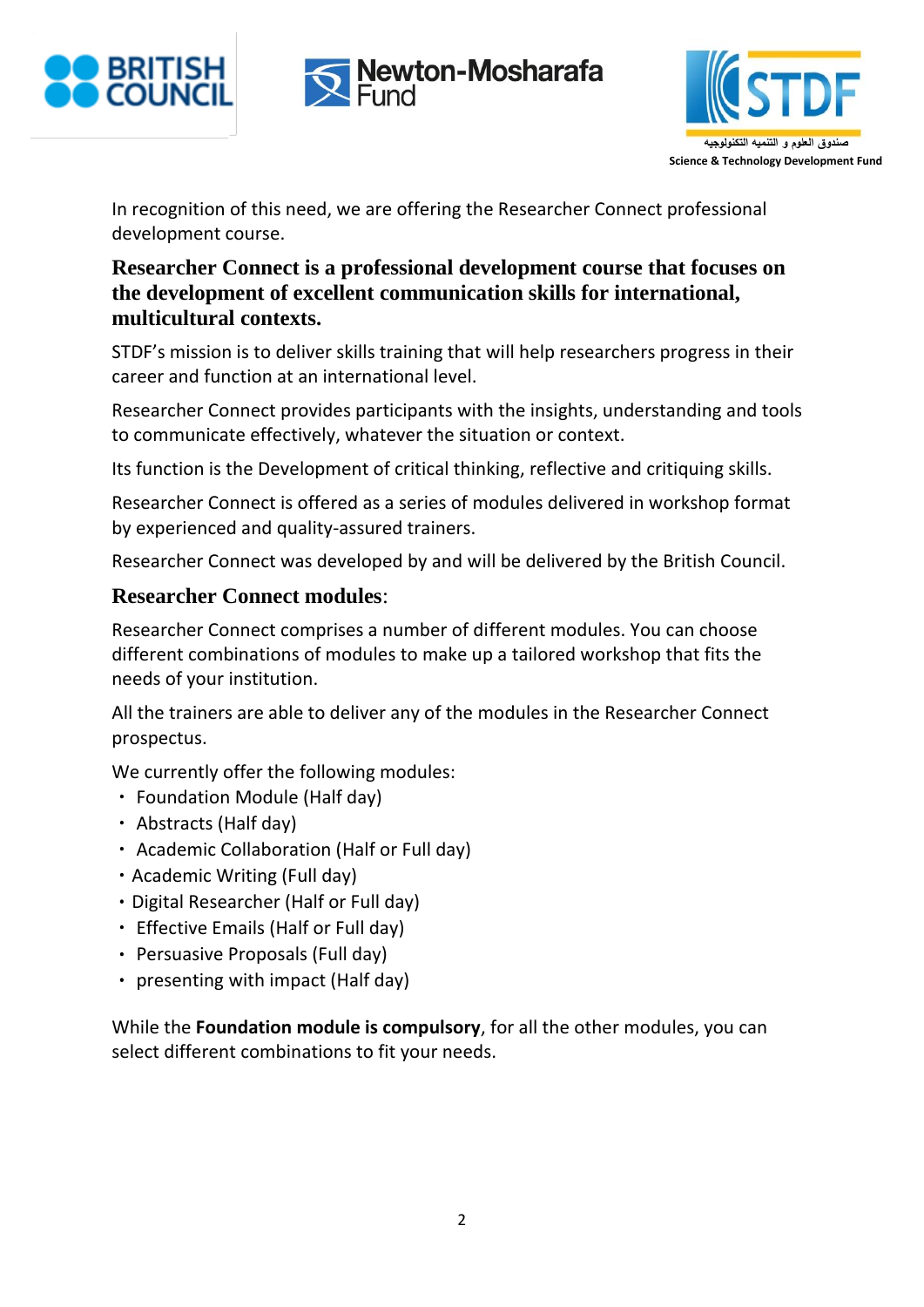In recognition of this need, we are offering the Researcher Connect professional development course.

**Researcher Connect is a professional development course that focuses on the development of excellent communication skills for international, multicultural contexts.**

STDF's mission is to deliver skills training that will help researchers progress in their career and function at an international level.

Researcher Connect provides participants with the insights, understanding and tools to communicate effectively, whatever the situation or context.

Its function is the Development of critical thinking, reflective and critiquing skills.

Researcher Connect is offered as a series of modules delivered in workshop format by experienced and quality-assured trainers.

Researcher Connect was developed by and will be delivered by the British Council.

## Researcher Connect modules:

Researcher Connect comprises a number of different modules. You can choose different combinations of modules to make up a tailored workshop that fits the needs of your institution.

All the trainers are able to deliver any of the modules in the Researcher Connect prospectus.

We currently offer the following modules:

- Foundation Module (Half day)
- Abstracts (Half day)
- Academic Collaboration (Half or Full day)
- Academic Writing (Full day)
- Digital Researcher (Half or Full day)
- Effective Emails (Half or Full day)
- Persuasive Proposals (Full day)
- presenting with impact (Half day)

While the **Foundation module is compulsory**, for all the other modules, you can select different combinations to fit your needs.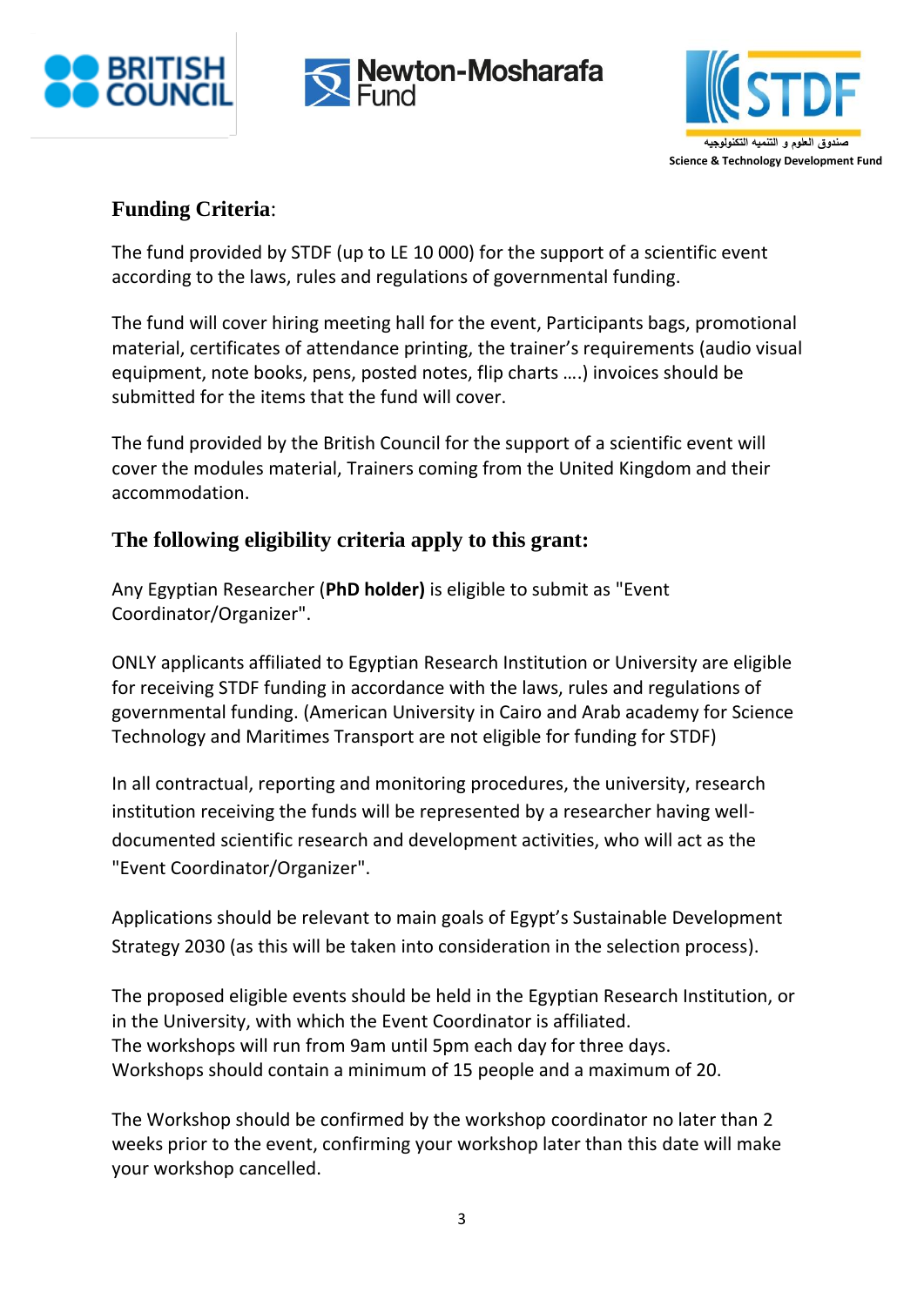## Funding Criteria:

The fund provided by STDF (up to LE 10 000) for the support of a scientific event according to the laws, rules and regulations of governmental funding.

The fund will cover hiring meeting hall for the event, Participants bags, promotional material, certificates of attendance printing, the trainer's requirements (audio visual equipment, note books, pens, posted notes, flip charts ….) invoices should be submitted for the items that the fund will cover.

The fund provided by the British Council for the support of a scientific event will cover the modules material, Trainers coming from the United Kingdom and their accommodation.

## The following eligibility criteria apply to this grant:

Any Egyptian Researcher (**PhD holder)** is eligible to submit as "Event Coordinator/Organizer".

ONLY applicants affiliated to Egyptian Research Institution or University are eligible for receiving STDF funding in accordance with the laws, rules and regulations of governmental funding. (American University in Cairo and Arab academy for Science Technology and Maritimes Transport are not eligible for funding for STDF)

In all contractual, reporting and monitoring procedures, the university, research institution receiving the funds will be represented by a researcher having well-documented scientific research and development activities, who will act as the "Event Coordinator/Organizer".

Applications should be relevant to main goals of Egypt's Sustainable Development Strategy 2030 (as this will be taken into consideration in the selection process).

The proposed eligible events should be held in the Egyptian Research Institution, or in the University, with which the Event Coordinator is affiliated.
The workshops will run from 9am until 5pm each day for three days.
Workshops should contain a minimum of 15 people and a maximum of 20.

The Workshop should be confirmed by the workshop coordinator no later than 2 weeks prior to the event, confirming your workshop later than this date will make your workshop cancelled.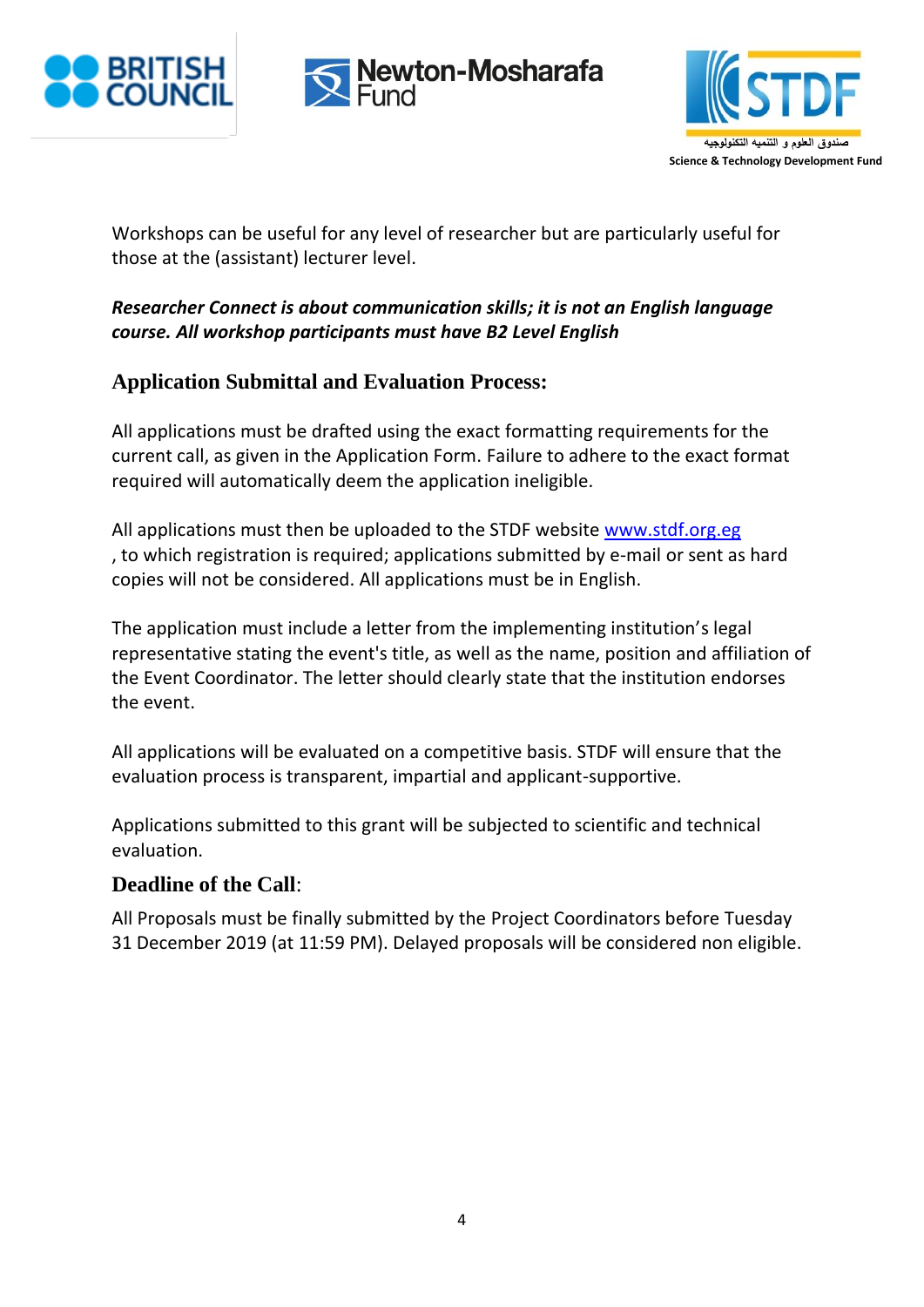Workshops can be useful for any level of researcher but are particularly useful for those at the (assistant) lecturer level.

***Researcher Connect is about communication skills; it is not an English language course. All workshop participants must have B2 Level English***

## Application Submittal and Evaluation Process:

All applications must be drafted using the exact formatting requirements for the current call, as given in the Application Form. Failure to adhere to the exact format required will automatically deem the application ineligible.

All applications must then be uploaded to the STDF website [www.stdf.org.eg](http://www.stdf.org.eg), to which registration is required; applications submitted by e-mail or sent as hard copies will not be considered. All applications must be in English.

The application must include a letter from the implementing institution's legal representative stating the event's title, as well as the name, position and affiliation of the Event Coordinator. The letter should clearly state that the institution endorses the event.

All applications will be evaluated on a competitive basis. STDF will ensure that the evaluation process is transparent, impartial and applicant-supportive.

Applications submitted to this grant will be subjected to scientific and technical evaluation.

## Deadline of the Call:

All Proposals must be finally submitted by the Project Coordinators before Tuesday 31 December 2019 (at 11:59 PM). Delayed proposals will be considered non eligible.